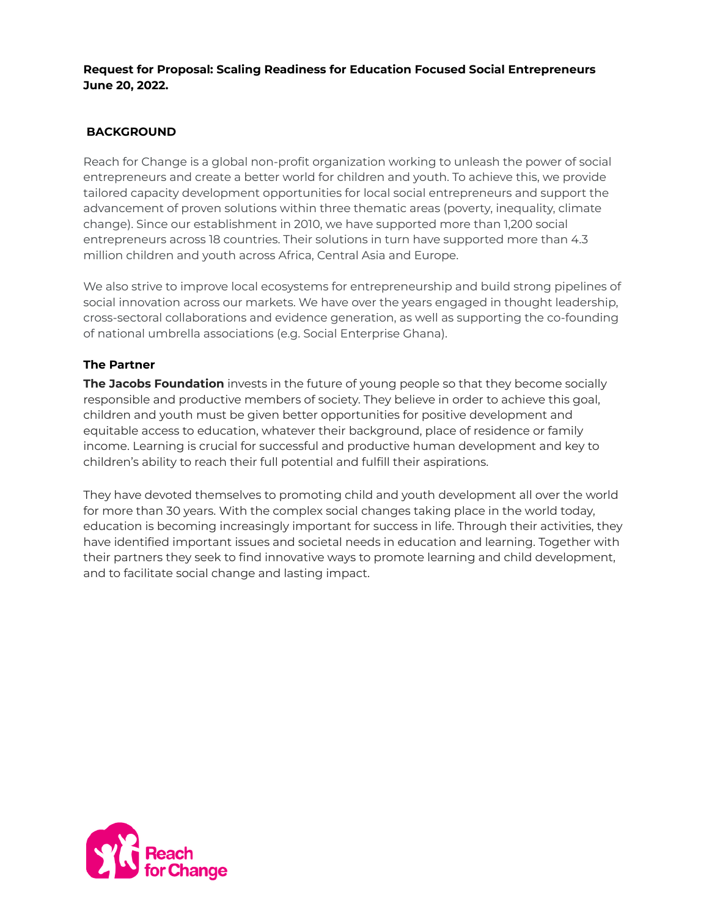**Request for Proposal: Scaling Readiness for Education Focused Social Entrepreneurs June 20, 2022.**

## BACKGROUND

Reach for Change is a global non-profit organization working to unleash the power of social entrepreneurs and create a better world for children and youth. To achieve this, we provide tailored capacity development opportunities for local social entrepreneurs and support the advancement of proven solutions within three thematic areas (poverty, inequality, climate change). Since our establishment in 2010, we have supported more than 1,200 social entrepreneurs across 18 countries. Their solutions in turn have supported more than 4.3 million children and youth across Africa, Central Asia and Europe.

We also strive to improve local ecosystems for entrepreneurship and build strong pipelines of social innovation across our markets. We have over the years engaged in thought leadership, cross-sectoral collaborations and evidence generation, as well as supporting the co-founding of national umbrella associations (e.g. Social Enterprise Ghana).

### The Partner

**The Jacobs Foundation** invests in the future of young people so that they become socially responsible and productive members of society. They believe in order to achieve this goal, children and youth must be given better opportunities for positive development and equitable access to education, whatever their background, place of residence or family income. Learning is crucial for successful and productive human development and key to children's ability to reach their full potential and fulfill their aspirations.

They have devoted themselves to promoting child and youth development all over the world for more than 30 years. With the complex social changes taking place in the world today, education is becoming increasingly important for success in life. Through their activities, they have identified important issues and societal needs in education and learning. Together with their partners they seek to find innovative ways to promote learning and child development, and to facilitate social change and lasting impact.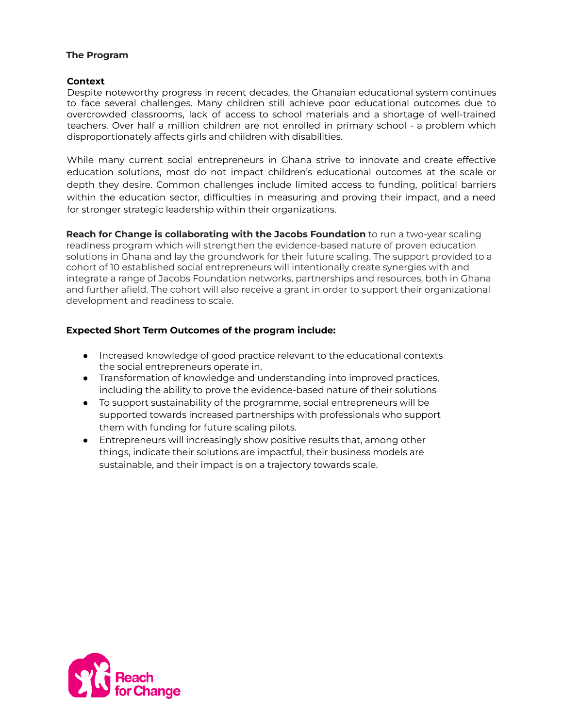**The Program**

**Context**

Despite noteworthy progress in recent decades, the Ghanaian educational system continues to face several challenges. Many children still achieve poor educational outcomes due to overcrowded classrooms, lack of access to school materials and a shortage of well-trained teachers. Over half a million children are not enrolled in primary school - a problem which disproportionately affects girls and children with disabilities.

While many current social entrepreneurs in Ghana strive to innovate and create effective education solutions, most do not impact children's educational outcomes at the scale or depth they desire. Common challenges include limited access to funding, political barriers within the education sector, difficulties in measuring and proving their impact, and a need for stronger strategic leadership within their organizations.

**Reach for Change is collaborating with the Jacobs Foundation** to run a two-year scaling readiness program which will strengthen the evidence-based nature of proven education solutions in Ghana and lay the groundwork for their future scaling. The support provided to a cohort of 10 established social entrepreneurs will intentionally create synergies with and integrate a range of Jacobs Foundation networks, partnerships and resources, both in Ghana and further afield. The cohort will also receive a grant in order to support their organizational development and readiness to scale.

**Expected Short Term Outcomes of the program include:**

- Increased knowledge of good practice relevant to the educational contexts the social entrepreneurs operate in.
- Transformation of knowledge and understanding into improved practices, including the ability to prove the evidence-based nature of their solutions
- To support sustainability of the programme, social entrepreneurs will be supported towards increased partnerships with professionals who support them with funding for future scaling pilots.
- Entrepreneurs will increasingly show positive results that, among other things, indicate their solutions are impactful, their business models are sustainable, and their impact is on a trajectory towards scale.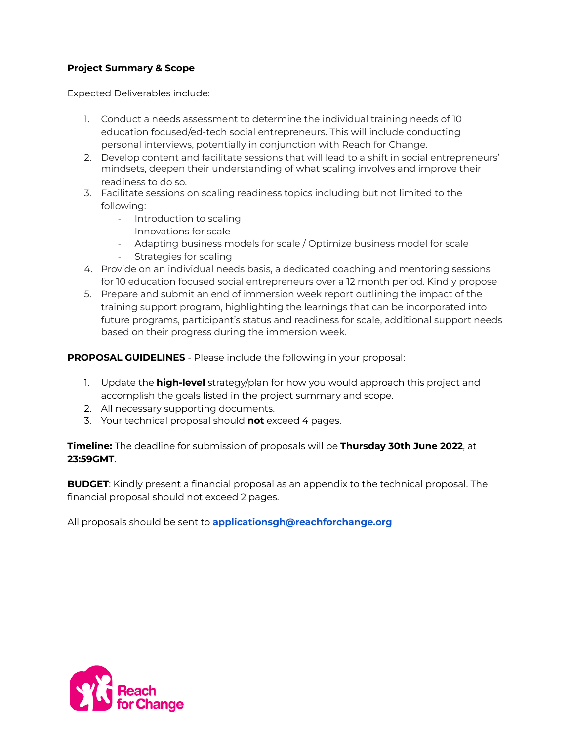**Project Summary & Scope**

Expected Deliverables include:

1. Conduct a needs assessment to determine the individual training needs of 10 education focused/ed-tech social entrepreneurs. This will include conducting personal interviews, potentially in conjunction with Reach for Change.
2. Develop content and facilitate sessions that will lead to a shift in social entrepreneurs' mindsets, deepen their understanding of what scaling involves and improve their readiness to do so.
3. Facilitate sessions on scaling readiness topics including but not limited to the following:
   - Introduction to scaling
   - Innovations for scale
   - Adapting business models for scale / Optimize business model for scale
   - Strategies for scaling
4. Provide on an individual needs basis, a dedicated coaching and mentoring sessions for 10 education focused social entrepreneurs over a 12 month period. Kindly propose
5. Prepare and submit an end of immersion week report outlining the impact of the training support program, highlighting the learnings that can be incorporated into future programs, participant's status and readiness for scale, additional support needs based on their progress during the immersion week.

**PROPOSAL GUIDELINES** - Please include the following in your proposal:

1. Update the **high-level** strategy/plan for how you would approach this project and accomplish the goals listed in the project summary and scope.
2. All necessary supporting documents.
3. Your technical proposal should **not** exceed 4 pages.

**Timeline:** The deadline for submission of proposals will be **Thursday 30th June 2022**, at **23:59GMT**.

**BUDGET**: Kindly present a financial proposal as an appendix to the technical proposal. The financial proposal should not exceed 2 pages.

All proposals should be sent to **applicationsgh@reachforchange.org**

Reach for Change